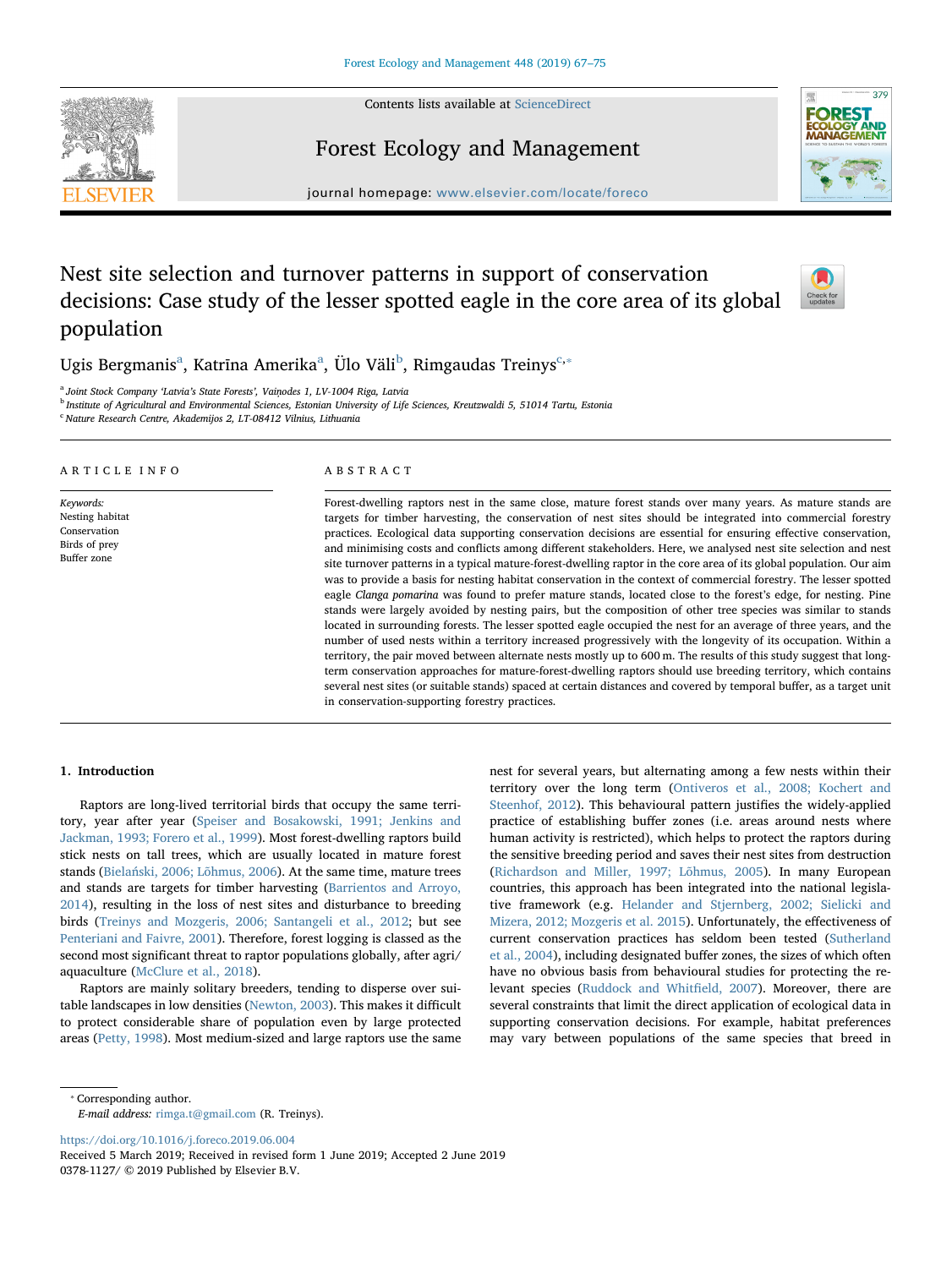# Nest site selection and turnover patterns in support of conservation decisions: Case study of the lesser spotted eagle in the core area of its global population

Ugis Bergmanis[a], Katrīna Amerika[a], Ülo Väli[b], Rimgaudas Treinys[c,*]

[a] Joint Stock Company 'Latvia's State Forests', Vaiņodes 1, LV-1004 Riga, Latvia

[b] Institute of Agricultural and Environmental Sciences, Estonian University of Life Sciences, Kreutzwaldi 5, 51014 Tartu, Estonia

[c] Nature Research Centre, Akademijos 2, LT-08412 Vilnius, Lithuania

## ARTICLE INFO

*Keywords:*
Nesting habitat
Conservation
Birds of prey
Buffer zone

## ABSTRACT

Forest-dwelling raptors nest in the same close, mature forest stands over many years. As mature stands are targets for timber harvesting, the conservation of nest sites should be integrated into commercial forestry practices. Ecological data supporting conservation decisions are essential for ensuring effective conservation, and minimising costs and conflicts among different stakeholders. Here, we analysed nest site selection and nest site turnover patterns in a typical mature-forest-dwelling raptor in the core area of its global population. Our aim was to provide a basis for nesting habitat conservation in the context of commercial forestry. The lesser spotted eagle *Clanga pomarina* was found to prefer mature stands, located close to the forest's edge, for nesting. Pine stands were largely avoided by nesting pairs, but the composition of other tree species was similar to stands located in surrounding forests. The lesser spotted eagle occupied the nest for an average of three years, and the number of used nests within a territory increased progressively with the longevity of its occupation. Within a territory, the pair moved between alternate nests mostly up to 600 m. The results of this study suggest that long-term conservation approaches for mature-forest-dwelling raptors should use breeding territory, which contains several nest sites (or suitable stands) spaced at certain distances and covered by temporal buffer, as a target unit in conservation-supporting forestry practices.

## 1. Introduction

Raptors are long-lived territorial birds that occupy the same territory, year after year (Speiser and Bosakowski, 1991; Jenkins and Jackman, 1993; Forero et al., 1999). Most forest-dwelling raptors build stick nests on tall trees, which are usually located in mature forest stands (Bielański, 2006; Lõhmus, 2006). At the same time, mature trees and stands are targets for timber harvesting (Barrientos and Arroyo, 2014), resulting in the loss of nest sites and disturbance to breeding birds (Treinys and Mozgeris, 2006; Santangeli et al., 2012; but see Penteriani and Faivre, 2001). Therefore, forest logging is classed as the second most significant threat to raptor populations globally, after agri/aquaculture (McClure et al., 2018).

Raptors are mainly solitary breeders, tending to disperse over suitable landscapes in low densities (Newton, 2003). This makes it difficult to protect considerable share of population even by large protected areas (Petty, 1998). Most medium-sized and large raptors use the same nest for several years, but alternating among a few nests within their territory over the long term (Ontiveros et al., 2008; Kochert and Steenhof, 2012). This behavioural pattern justifies the widely-applied practice of establishing buffer zones (i.e. areas around nests where human activity is restricted), which helps to protect the raptors during the sensitive breeding period and saves their nest sites from destruction (Richardson and Miller, 1997; Lõhmus, 2005). In many European countries, this approach has been integrated into the national legislative framework (e.g. Helander and Stjernberg, 2002; Sielicki and Mizera, 2012; Mozgeris et al. 2015). Unfortunately, the effectiveness of current conservation practices has seldom been tested (Sutherland et al., 2004), including designated buffer zones, the sizes of which often have no obvious basis from behavioural studies for protecting the relevant species (Ruddock and Whitfield, 2007). Moreover, there are several constraints that limit the direct application of ecological data in supporting conservation decisions. For example, habitat preferences may vary between populations of the same species that breed in

* Corresponding author.
*E-mail address:* rimga.t@gmail.com (R. Treinys).

https://doi.org/10.1016/j.foreco.2019.06.004
Received 5 March 2019; Received in revised form 1 June 2019; Accepted 2 June 2019
0378-1127/ © 2019 Published by Elsevier B.V.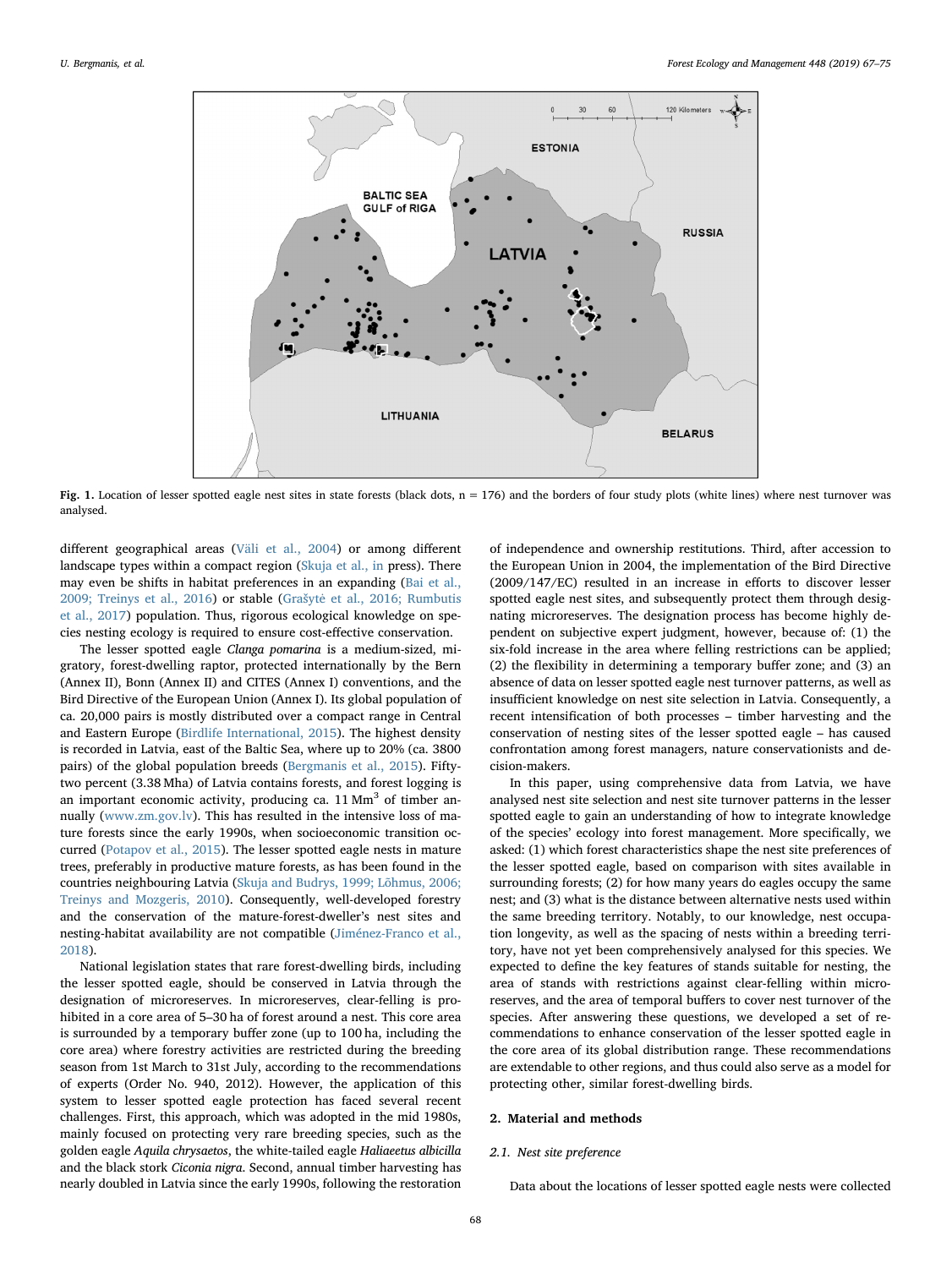**Fig. 1.** Location of lesser spotted eagle nest sites in state forests (black dots, n = 176) and the borders of four study plots (white lines) where nest turnover was analysed.

different geographical areas (Väli et al., 2004) or among different landscape types within a compact region (Skuja et al., in press). There may even be shifts in habitat preferences in an expanding (Bai et al., 2009; Treinys et al., 2016) or stable (Grašytė et al., 2016; Rumbutis et al., 2017) population. Thus, rigorous ecological knowledge on species nesting ecology is required to ensure cost-effective conservation.

The lesser spotted eagle *Clanga pomarina* is a medium-sized, migratory, forest-dwelling raptor, protected internationally by the Bern (Annex II), Bonn (Annex II) and CITES (Annex I) conventions, and the Bird Directive of the European Union (Annex I). Its global population of ca. 20,000 pairs is mostly distributed over a compact range in Central and Eastern Europe (Birdlife International, 2015). The highest density is recorded in Latvia, east of the Baltic Sea, where up to 20% (ca. 3800 pairs) of the global population breeds (Bergmanis et al., 2015). Fifty-two percent (3.38 Mha) of Latvia contains forests, and forest logging is an important economic activity, producing ca. 11 $Mm^3$ of timber annually (www.zm.gov.lv). This has resulted in the intensive loss of mature forests since the early 1990s, when socioeconomic transition occurred (Potapov et al., 2015). The lesser spotted eagle nests in mature trees, preferably in productive mature forests, as has been found in the countries neighbouring Latvia (Skuja and Budrys, 1999; Lõhmus, 2006; Treinys and Mozgeris, 2010). Consequently, well-developed forestry and the conservation of the mature-forest-dweller's nest sites and nesting-habitat availability are not compatible (Jiménez-Franco et al., 2018).

National legislation states that rare forest-dwelling birds, including the lesser spotted eagle, should be conserved in Latvia through the designation of microreserves. In microreserves, clear-felling is prohibited in a core area of 5–30 ha of forest around a nest. This core area is surrounded by a temporary buffer zone (up to 100 ha, including the core area) where forestry activities are restricted during the breeding season from 1st March to 31st July, according to the recommendations of experts (Order No. 940, 2012). However, the application of this system to lesser spotted eagle protection has faced several recent challenges. First, this approach, which was adopted in the mid 1980s, mainly focused on protecting very rare breeding species, such as the golden eagle *Aquila chrysaetos*, the white-tailed eagle *Haliaeetus albicilla* and the black stork *Ciconia nigra*. Second, annual timber harvesting has nearly doubled in Latvia since the early 1990s, following the restoration of independence and ownership restitutions. Third, after accession to the European Union in 2004, the implementation of the Bird Directive (2009/147/EC) resulted in an increase in efforts to discover lesser spotted eagle nest sites, and subsequently protect them through designating microreserves. The designation process has become highly dependent on subjective expert judgment, however, because of: (1) the six-fold increase in the area where felling restrictions can be applied; (2) the flexibility in determining a temporary buffer zone; and (3) an absence of data on lesser spotted eagle nest turnover patterns, as well as insufficient knowledge on nest site selection in Latvia. Consequently, a recent intensification of both processes – timber harvesting and the conservation of nesting sites of the lesser spotted eagle – has caused confrontation among forest managers, nature conservationists and decision-makers.

In this paper, using comprehensive data from Latvia, we have analysed nest site selection and nest site turnover patterns in the lesser spotted eagle to gain an understanding of how to integrate knowledge of the species' ecology into forest management. More specifically, we asked: (1) which forest characteristics shape the nest site preferences of the lesser spotted eagle, based on comparison with sites available in surrounding forests; (2) for how many years do eagles occupy the same nest; and (3) what is the distance between alternative nests used within the same breeding territory. Notably, to our knowledge, nest occupation longevity, as well as the spacing of nests within a breeding territory, have not yet been comprehensively analysed for this species. We expected to define the key features of stands suitable for nesting, the area of stands with restrictions against clear-felling within microreserves, and the area of temporal buffers to cover nest turnover of the species. After answering these questions, we developed a set of recommendations to enhance conservation of the lesser spotted eagle in the core area of its global distribution range. These recommendations are extendable to other regions, and thus could also serve as a model for protecting other, similar forest-dwelling birds.

## 2. Material and methods

### 2.1. Nest site preference

Data about the locations of lesser spotted eagle nests were collected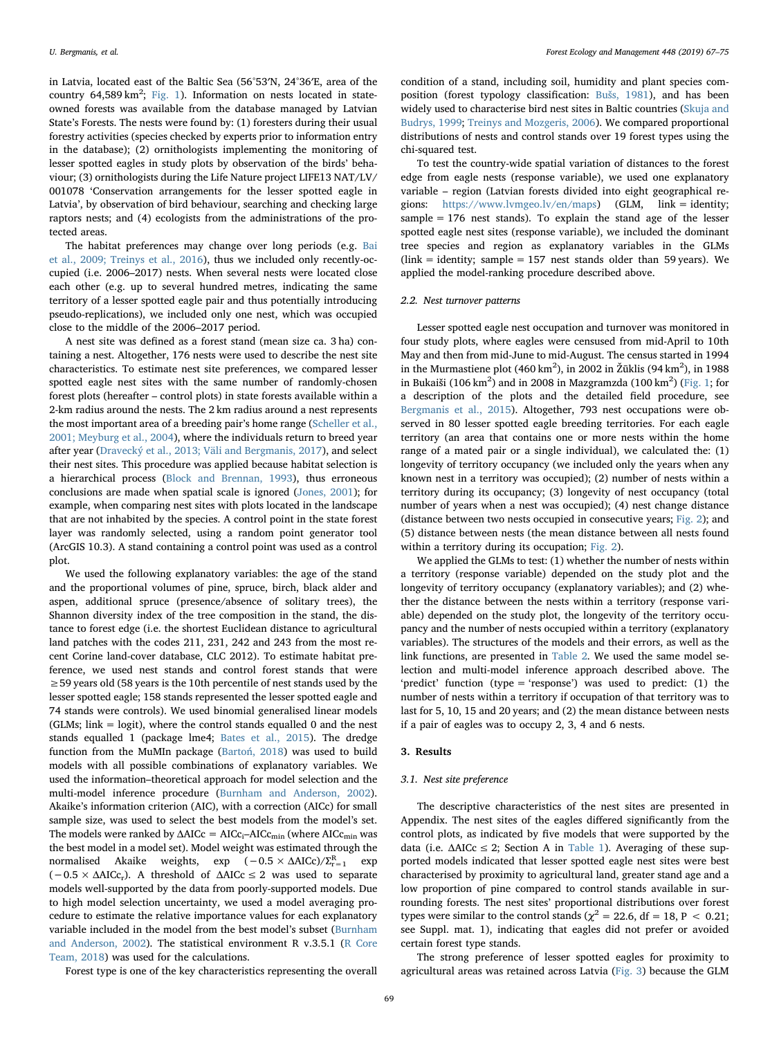in Latvia, located east of the Baltic Sea (56°53′N, 24°36′E, area of the country 64,589 km$^2$; Fig. 1). Information on nests located in state-owned forests was available from the database managed by Latvian State's Forests. The nests were found by: (1) foresters during their usual forestry activities (species checked by experts prior to information entry in the database); (2) ornithologists implementing the monitoring of lesser spotted eagles in study plots by observation of the birds' behaviour; (3) ornithologists during the Life Nature project LIFE13 NAT/LV/001078 'Conservation arrangements for the lesser spotted eagle in Latvia', by observation of bird behaviour, searching and checking large raptors nests; and (4) ecologists from the administrations of the protected areas.

The habitat preferences may change over long periods (e.g. Bai et al., 2009; Treinys et al., 2016), thus we included only recently-occupied (i.e. 2006–2017) nests. When several nests were located close each other (e.g. up to several hundred metres, indicating the same territory of a lesser spotted eagle pair and thus potentially introducing pseudo-replications), we included only one nest, which was occupied close to the middle of the 2006–2017 period.

A nest site was defined as a forest stand (mean size ca. 3 ha) containing a nest. Altogether, 176 nests were used to describe the nest site characteristics. To estimate nest site preferences, we compared lesser spotted eagle nest sites with the same number of randomly-chosen forest plots (hereafter – control plots) in state forests available within a 2-km radius around the nests. The 2 km radius around a nest represents the most important area of a breeding pair's home range (Scheller et al., 2001; Meyburg et al., 2004), where the individuals return to breed year after year (Dravecký et al., 2013; Väli and Bergmanis, 2017), and select their nest sites. This procedure was applied because habitat selection is a hierarchical process (Block and Brennan, 1993), thus erroneous conclusions are made when spatial scale is ignored (Jones, 2001); for example, when comparing nest sites with plots located in the landscape that are not inhabited by the species. A control point in the state forest layer was randomly selected, using a random point generator tool (ArcGIS 10.3). A stand containing a control point was used as a control plot.

We used the following explanatory variables: the age of the stand and the proportional volumes of pine, spruce, birch, black alder and aspen, additional spruce (presence/absence of solitary trees), the Shannon diversity index of the tree composition in the stand, the distance to forest edge (i.e. the shortest Euclidean distance to agricultural land patches with the codes 211, 231, 242 and 243 from the most recent Corine land-cover database, CLC 2012). To estimate habitat preference, we used nest stands and control forest stands that were ≥59 years old (58 years is the 10th percentile of nest stands used by the lesser spotted eagle; 158 stands represented the lesser spotted eagle and 74 stands were controls). We used binomial generalised linear models (GLMs; link = logit), where the control stands equalled 0 and the nest stands equalled 1 (package lme4; Bates et al., 2015). The dredge function from the MuMIn package (Bartoń, 2018) was used to build models with all possible combinations of explanatory variables. We used the information–theoretical approach for model selection and the multi-model inference procedure (Burnham and Anderson, 2002). Akaike's information criterion (AIC), with a correction (AICc) for small sample size, was used to select the best models from the model's set. The models were ranked by $\Delta AICc = AICc_i – AICc_{min}$ (where $AICc_{min}$ was the best model in a model set). Model weight was estimated through the normalised Akaike weights, $\exp(-0.5 \times \Delta AICc)/\Sigma_{r=1}^{R} \exp(-0.5 \times \Delta AICc_r)$. A threshold of $\Delta AICc \leq 2$ was used to separate models well-supported by the data from poorly-supported models. Due to high model selection uncertainty, we used a model averaging procedure to estimate the relative importance values for each explanatory variable included in the model from the best model's subset (Burnham and Anderson, 2002). The statistical environment R v.3.5.1 (R Core Team, 2018) was used for the calculations.

Forest type is one of the key characteristics representing the overall condition of a stand, including soil, humidity and plant species composition (forest typology classification: Bušs, 1981), and has been widely used to characterise bird nest sites in Baltic countries (Skuja and Budrys, 1999; Treinys and Mozgeris, 2006). We compared proportional distributions of nests and control stands over 19 forest types using the chi-squared test.

To test the country-wide spatial variation of distances to the forest edge from eagle nests (response variable), we used one explanatory variable – region (Latvian forests divided into eight geographical regions: https://www.lvmgeo.lv/en/maps) (GLM, link = identity; sample = 176 nest stands). To explain the stand age of the lesser spotted eagle nest sites (response variable), we included the dominant tree species and region as explanatory variables in the GLMs (link = identity; sample = 157 nest stands older than 59 years). We applied the model-ranking procedure described above.

### 2.2. Nest turnover patterns

Lesser spotted eagle nest occupation and turnover was monitored in four study plots, where eagles were censused from mid-April to 10th May and then from mid-June to mid-August. The census started in 1994 in the Murmastiene plot (460 km$^2$), in 2002 in Žūklis (94 km$^2$), in 1988 in Bukaiši (106 km$^2$) and in 2008 in Mazgramzda (100 km$^2$) (Fig. 1; for a description of the plots and the detailed field procedure, see Bergmanis et al., 2015). Altogether, 793 nest occupations were observed in 80 lesser spotted eagle breeding territories. For each eagle territory (an area that contains one or more nests within the home range of a mated pair or a single individual), we calculated the: (1) longevity of territory occupancy (we included only the years when any known nest in a territory was occupied); (2) number of nests within a territory during its occupancy; (3) longevity of nest occupancy (total number of years when a nest was occupied); (4) nest change distance (distance between two nests occupied in consecutive years; Fig. 2); and (5) distance between nests (the mean distance between all nests found within a territory during its occupation; Fig. 2).

We applied the GLMs to test: (1) whether the number of nests within a territory (response variable) depended on the study plot and the longevity of territory occupancy (explanatory variables); and (2) whether the distance between the nests within a territory (response variable) depended on the study plot, the longevity of the territory occupancy and the number of nests occupied within a territory (explanatory variables). The structures of the models and their errors, as well as the link functions, are presented in Table 2. We used the same model selection and multi-model inference approach described above. The 'predict' function (type = 'response') was used to predict: (1) the number of nests within a territory if occupation of that territory was to last for 5, 10, 15 and 20 years; and (2) the mean distance between nests if a pair of eagles was to occupy 2, 3, 4 and 6 nests.

## 3. Results

### 3.1. Nest site preference

The descriptive characteristics of the nest sites are presented in Appendix. The nest sites of the eagles differed significantly from the control plots, as indicated by five models that were supported by the data (i.e. $\Delta AICc \leq 2$; Section A in Table 1). Averaging of these supported models indicated that lesser spotted eagle nest sites were best characterised by proximity to agricultural land, greater stand age and a low proportion of pine compared to control stands available in surrounding forests. The nest sites' proportional distributions over forest types were similar to the control stands ($\chi^2 = 22.6$, df = 18, $P < 0.21$; see Suppl. mat. 1), indicating that eagles did not prefer or avoided certain forest type stands.

The strong preference of lesser spotted eagles for proximity to agricultural areas was retained across Latvia (Fig. 3) because the GLM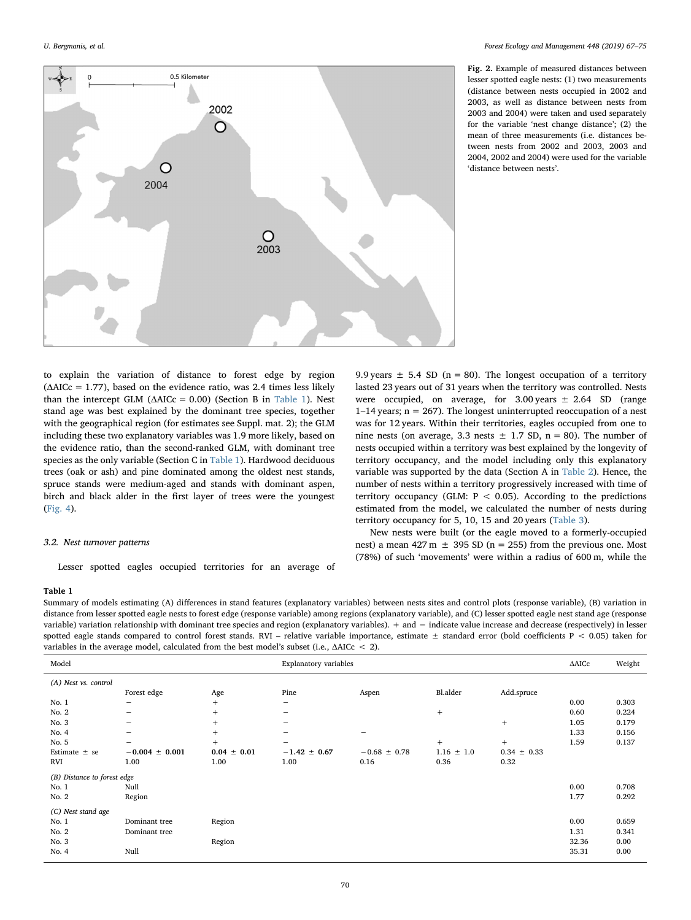Fig. 2. Example of measured distances between lesser spotted eagle nests: (1) two measurements (distance between nests occupied in 2002 and 2003, as well as distance between nests from 2003 and 2004) were taken and used separately for the variable 'nest change distance'; (2) the mean of three measurements (i.e. distances between nests from 2002 and 2003, 2003 and 2004, 2002 and 2004) were used for the variable 'distance between nests'.

to explain the variation of distance to forest edge by region (ΔAICc = 1.77), based on the evidence ratio, was 2.4 times less likely than the intercept GLM (ΔAICc = 0.00) (Section B in Table 1). Nest stand age was best explained by the dominant tree species, together with the geographical region (for estimates see Suppl. mat. 2); the GLM including these two explanatory variables was 1.9 more likely, based on the evidence ratio, than the second-ranked GLM, with dominant tree species as the only variable (Section C in Table 1). Hardwood deciduous trees (oak or ash) and pine dominated among the oldest nest stands, spruce stands were medium-aged and stands with dominant aspen, birch and black alder in the first layer of trees were the youngest (Fig. 4).

### 3.2. Nest turnover patterns

Lesser spotted eagles occupied territories for an average of 9.9 years ± 5.4 SD (n = 80). The longest occupation of a territory lasted 23 years out of 31 years when the territory was controlled. Nests were occupied, on average, for 3.00 years ± 2.64 SD (range 1–14 years; n = 267). The longest uninterrupted reoccupation of a nest was for 12 years. Within their territories, eagles occupied from one to nine nests (on average, 3.3 nests ± 1.7 SD, n = 80). The number of nests occupied within a territory was best explained by the longevity of territory occupancy, and the model including only this explanatory variable was supported by the data (Section A in Table 2). Hence, the number of nests within a territory progressively increased with time of territory occupancy (GLM: $P < 0.05$). According to the predictions estimated from the model, we calculated the number of nests during territory occupancy for 5, 10, 15 and 20 years (Table 3).

New nests were built (or the eagle moved to a formerly-occupied nest) a mean 427 m ± 395 SD (n = 255) from the previous one. Most (78%) of such 'movements' were within a radius of 600 m, while the

**Table 1**

Summary of models estimating (A) differences in stand features (explanatory variables) between nests sites and control plots (response variable), (B) variation in distance from lesser spotted eagle nests to forest edge (response variable) among regions (explanatory variable), and (C) lesser spotted eagle nest stand age (response variable) variation relationship with dominant tree species and region (explanatory variables). + and − indicate value increase and decrease (respectively) in lesser spotted eagle stands compared to control forest stands. RVI – relative variable importance, estimate ± standard error (bold coefficients P < 0.05) taken for variables in the average model, calculated from the best model's subset (i.e., ΔAICc < 2).

| Model | Explanatory variables | | | | | | ΔAICc | Weight |
|---|---|---|---|---|---|---|---|---|
| *(A) Nest vs. control* | | | | | | | | |
| | Forest edge | Age | Pine | Aspen | Bl.alder | Add.spruce | | |
| No. 1 | − | + | − | | | | 0.00 | 0.303 |
| No. 2 | − | + | − | | + | | 0.60 | 0.224 |
| No. 3 | − | + | − | | | + | 1.05 | 0.179 |
| No. 4 | − | + | − | − | | | 1.33 | 0.156 |
| No. 5 | − | + | − | | + | + | 1.59 | 0.137 |
| Estimate ± se | **−0.004 ± 0.001** | **0.04 ± 0.01** | **−1.42 ± 0.67** | −0.68 ± 0.78 | 1.16 ± 1.0 | 0.34 ± 0.33 | | |
| RVI | 1.00 | 1.00 | 1.00 | 0.16 | 0.36 | 0.32 | | |
| *(B) Distance to forest edge* | | | | | | | | |
| No. 1 | Null | | | | | | 0.00 | 0.708 |
| No. 2 | Region | | | | | | 1.77 | 0.292 |
| *(C) Nest stand age* | | | | | | | | |
| No. 1 | Dominant tree | Region | | | | | 0.00 | 0.659 |
| No. 2 | Dominant tree | | | | | | 1.31 | 0.341 |
| No. 3 | | Region | | | | | 32.36 | 0.00 |
| No. 4 | Null | | | | | | 35.31 | 0.00 |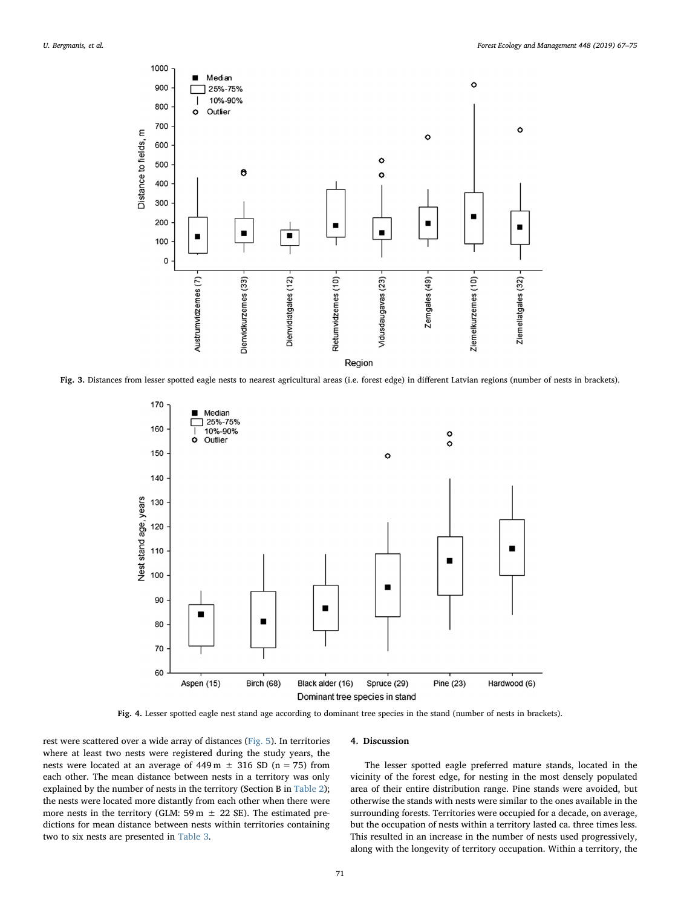Fig. 3. Distances from lesser spotted eagle nests to nearest agricultural areas (i.e. forest edge) in different Latvian regions (number of nests in brackets).

Fig. 4. Lesser spotted eagle nest stand age according to dominant tree species in the stand (number of nests in brackets).

rest were scattered over a wide array of distances (Fig. 5). In territories where at least two nests were registered during the study years, the nests were located at an average of 449 m ± 316 SD (n = 75) from each other. The mean distance between nests in a territory was only explained by the number of nests in the territory (Section B in Table 2); the nests were located more distantly from each other when there were more nests in the territory (GLM: 59 m ± 22 SE). The estimated predictions for mean distance between nests within territories containing two to six nests are presented in Table 3.

## 4. Discussion

The lesser spotted eagle preferred mature stands, located in the vicinity of the forest edge, for nesting in the most densely populated area of their entire distribution range. Pine stands were avoided, but otherwise the stands with nests were similar to the ones available in the surrounding forests. Territories were occupied for a decade, on average, but the occupation of nests within a territory lasted ca. three times less. This resulted in an increase in the number of nests used progressively, along with the longevity of territory occupation. Within a territory, the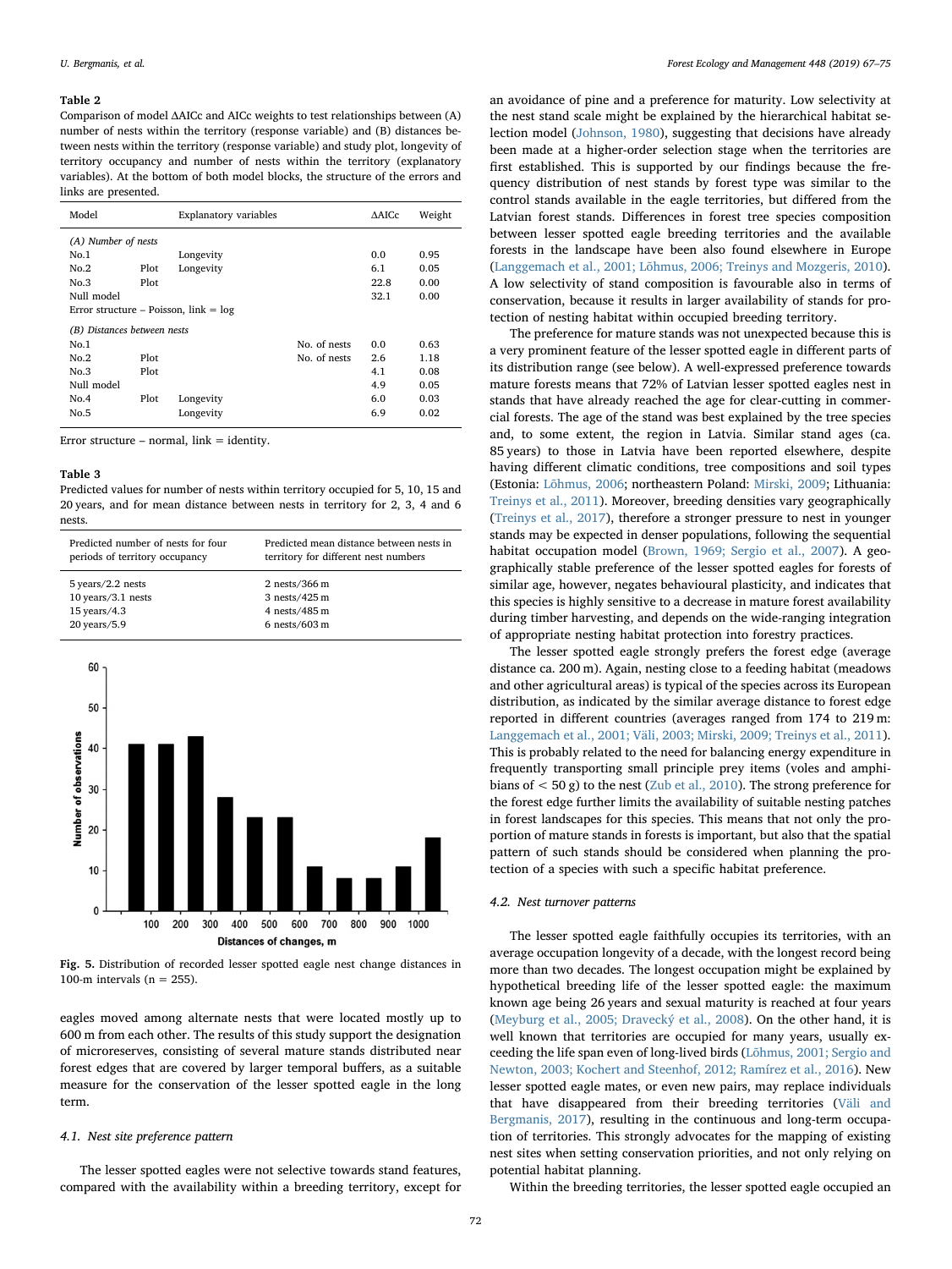**Table 2**
Comparison of model ΔAICc and AICc weights to test relationships between (A) number of nests within the territory (response variable) and (B) distances between nests within the territory (response variable) and study plot, longevity of territory occupancy and number of nests within the territory (explanatory variables). At the bottom of both model blocks, the structure of the errors and links are presented.

| Model | Explanatory variables | | | ΔAICc | Weight |
|---|---|---|---|---|---|
| *(A) Number of nests* | | | | | |
| No.1 | | Longevity | | 0.0 | 0.95 |
| No.2 | Plot | Longevity | | 6.1 | 0.05 |
| No.3 | Plot | | | 22.8 | 0.00 |
| Null model | | | | 32.1 | 0.00 |
| Error structure – Poisson, link = log | | | | | |
| *(B) Distances between nests* | | | | | |
| No.1 | | | No. of nests | 0.0 | 0.63 |
| No.2 | Plot | | No. of nests | 2.6 | 1.18 |
| No.3 | Plot | | | 4.1 | 0.08 |
| Null model | | | | 4.9 | 0.05 |
| No.4 | Plot | Longevity | | 6.0 | 0.03 |
| No.5 | | Longevity | | 6.9 | 0.02 |

Error structure – normal, link = identity.

**Table 3**
Predicted values for number of nests within territory occupied for 5, 10, 15 and 20 years, and for mean distance between nests in territory for 2, 3, 4 and 6 nests.

| Predicted number of nests for four periods of territory occupancy | Predicted mean distance between nests in territory for different nest numbers |
|---|---|
| 5 years/2.2 nests | 2 nests/366 m |
| 10 years/3.1 nests | 3 nests/425 m |
| 15 years/4.3 | 4 nests/485 m |
| 20 years/5.9 | 6 nests/603 m |

**Fig. 5.** Distribution of recorded lesser spotted eagle nest change distances in 100-m intervals (n = 255).

eagles moved among alternate nests that were located mostly up to 600 m from each other. The results of this study support the designation of microreserves, consisting of several mature stands distributed near forest edges that are covered by larger temporal buffers, as a suitable measure for the conservation of the lesser spotted eagle in the long term.

### 4.1. Nest site preference pattern

The lesser spotted eagles were not selective towards stand features, compared with the availability within a breeding territory, except for an avoidance of pine and a preference for maturity. Low selectivity at the nest stand scale might be explained by the hierarchical habitat selection model (Johnson, 1980), suggesting that decisions have already been made at a higher-order selection stage when the territories are first established. This is supported by our findings because the frequency distribution of nest stands by forest type was similar to the control stands available in the eagle territories, but differed from the Latvian forest stands. Differences in forest tree species composition between lesser spotted eagle breeding territories and the available forests in the landscape have been also found elsewhere in Europe (Langgemach et al., 2001; Lõhmus, 2006; Treinys and Mozgeris, 2010). A low selectivity of stand composition is favourable also in terms of conservation, because it results in larger availability of stands for protection of nesting habitat within occupied breeding territory.

The preference for mature stands was not unexpected because this is a very prominent feature of the lesser spotted eagle in different parts of its distribution range (see below). A well-expressed preference towards mature forests means that 72% of Latvian lesser spotted eagles nest in stands that have already reached the age for clear-cutting in commercial forests. The age of the stand was best explained by the tree species and, to some extent, the region in Latvia. Similar stand ages (ca. 85 years) to those in Latvia have been reported elsewhere, despite having different climatic conditions, tree compositions and soil types (Estonia: Lõhmus, 2006; northeastern Poland: Mirski, 2009; Lithuania: Treinys et al., 2011). Moreover, breeding densities vary geographically (Treinys et al., 2017), therefore a stronger pressure to nest in younger stands may be expected in denser populations, following the sequential habitat occupation model (Brown, 1969; Sergio et al., 2007). A geographically stable preference of the lesser spotted eagles for forests of similar age, however, negates behavioural plasticity, and indicates that this species is highly sensitive to a decrease in mature forest availability during timber harvesting, and depends on the wide-ranging integration of appropriate nesting habitat protection into forestry practices.

The lesser spotted eagle strongly prefers the forest edge (average distance ca. 200 m). Again, nesting close to a feeding habitat (meadows and other agricultural areas) is typical of the species across its European distribution, as indicated by the similar average distance to forest edge reported in different countries (averages ranged from 174 to 219 m: Langgemach et al., 2001; Väli, 2003; Mirski, 2009; Treinys et al., 2011). This is probably related to the need for balancing energy expenditure in frequently transporting small principle prey items (voles and amphibians of < 50 g) to the nest (Zub et al., 2010). The strong preference for the forest edge further limits the availability of suitable nesting patches in forest landscapes for this species. This means that not only the proportion of mature stands in forests is important, but also that the spatial pattern of such stands should be considered when planning the protection of a species with such a specific habitat preference.

### 4.2. Nest turnover patterns

The lesser spotted eagle faithfully occupies its territories, with an average occupation longevity of a decade, with the longest record being more than two decades. The longest occupation might be explained by hypothetical breeding life of the lesser spotted eagle: the maximum known age being 26 years and sexual maturity is reached at four years (Meyburg et al., 2005; Dravecký et al., 2008). On the other hand, it is well known that territories are occupied for many years, usually exceeding the life span even of long-lived birds (Lõhmus, 2001; Sergio and Newton, 2003; Kochert and Steenhof, 2012; Ramírez et al., 2016). New lesser spotted eagle mates, or even new pairs, may replace individuals that have disappeared from their breeding territories (Väli and Bergmanis, 2017), resulting in the continuous and long-term occupation of territories. This strongly advocates for the mapping of existing nest sites when setting conservation priorities, and not only relying on potential habitat planning.

Within the breeding territories, the lesser spotted eagle occupied an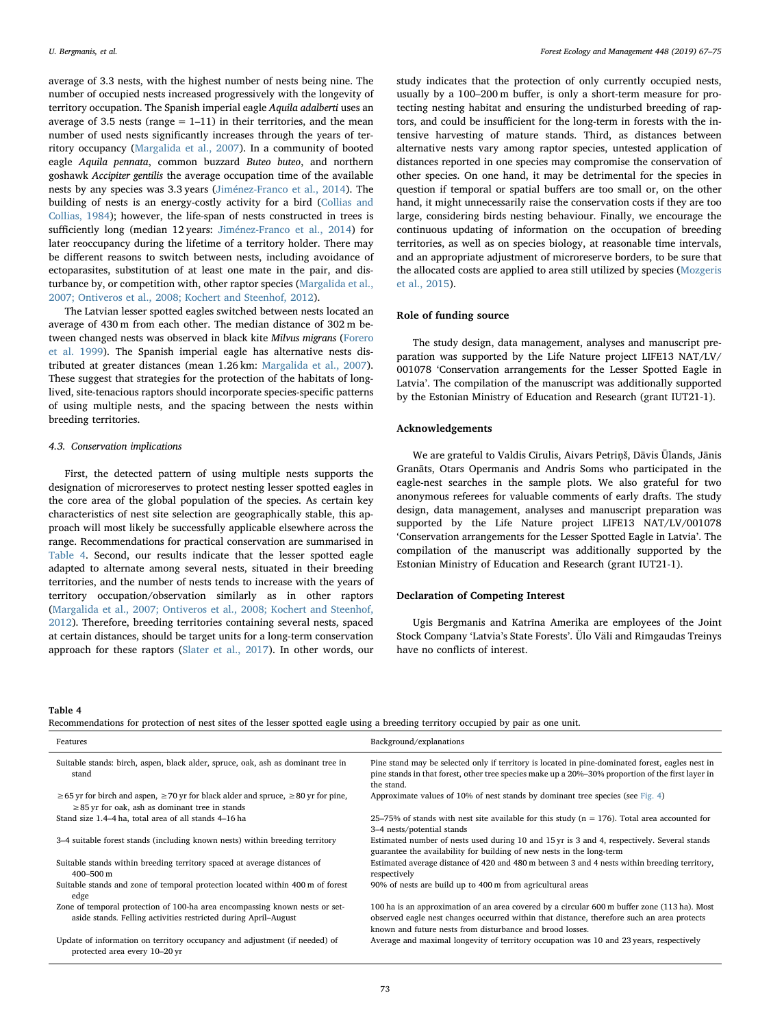average of 3.3 nests, with the highest number of nests being nine. The number of occupied nests increased progressively with the longevity of territory occupation. The Spanish imperial eagle *Aquila adalberti* uses an average of 3.5 nests (range = 1–11) in their territories, and the mean number of used nests significantly increases through the years of territory occupancy (Margalida et al., 2007). In a community of booted eagle *Aquila pennata*, common buzzard *Buteo buteo*, and northern goshawk *Accipiter gentilis* the average occupation time of the available nests by any species was 3.3 years (Jiménez-Franco et al., 2014). The building of nests is an energy-costly activity for a bird (Collias and Collias, 1984); however, the life-span of nests constructed in trees is sufficiently long (median 12 years: Jiménez-Franco et al., 2014) for later reoccupancy during the lifetime of a territory holder. There may be different reasons to switch between nests, including avoidance of ectoparasites, substitution of at least one mate in the pair, and disturbance by, or competition with, other raptor species (Margalida et al., 2007; Ontiveros et al., 2008; Kochert and Steenhof, 2012).

The Latvian lesser spotted eagles switched between nests located an average of 430 m from each other. The median distance of 302 m between changed nests was observed in black kite *Milvus migrans* (Forero et al. 1999). The Spanish imperial eagle has alternative nests distributed at greater distances (mean 1.26 km: Margalida et al., 2007). These suggest that strategies for the protection of the habitats of long-lived, site-tenacious raptors should incorporate species-specific patterns of using multiple nests, and the spacing between the nests within breeding territories.

### 4.3. Conservation implications

First, the detected pattern of using multiple nests supports the designation of microreserves to protect nesting lesser spotted eagles in the core area of the global population of the species. As certain key characteristics of nest site selection are geographically stable, this approach will most likely be successfully applicable elsewhere across the range. Recommendations for practical conservation are summarised in Table 4. Second, our results indicate that the lesser spotted eagle adapted to alternate among several nests, situated in their breeding territories, and the number of nests tends to increase with the years of territory occupation/observation similarly as in other raptors (Margalida et al., 2007; Ontiveros et al., 2008; Kochert and Steenhof, 2012). Therefore, breeding territories containing several nests, spaced at certain distances, should be target units for a long-term conservation approach for these raptors (Slater et al., 2017). In other words, our study indicates that the protection of only currently occupied nests, usually by a 100–200 m buffer, is only a short-term measure for protecting nesting habitat and ensuring the undisturbed breeding of raptors, and could be insufficient for the long-term in forests with the intensive harvesting of mature stands. Third, as distances between alternative nests vary among raptor species, untested application of distances reported in one species may compromise the conservation of other species. On one hand, it may be detrimental for the species in question if temporal or spatial buffers are too small or, on the other hand, it might unnecessarily raise the conservation costs if they are too large, considering birds nesting behaviour. Finally, we encourage the continuous updating of information on the occupation of breeding territories, as well as on species biology, at reasonable time intervals, and an appropriate adjustment of microreserve borders, to be sure that the allocated costs are applied to area still utilized by species (Mozgeris et al., 2015).

## Role of funding source

The study design, data management, analyses and manuscript preparation was supported by the Life Nature project LIFE13 NAT/LV/001078 'Conservation arrangements for the Lesser Spotted Eagle in Latvia'. The compilation of the manuscript was additionally supported by the Estonian Ministry of Education and Research (grant IUT21-1).

## Acknowledgements

We are grateful to Valdis Cīrulis, Aivars Petriņš, Dāvis Ūlands, Jānis Granāts, Otars Opermanis and Andris Soms who participated in the eagle-nest searches in the sample plots. We also grateful for two anonymous referees for valuable comments of early drafts. The study design, data management, analyses and manuscript preparation was supported by the Life Nature project LIFE13 NAT/LV/001078 'Conservation arrangements for the Lesser Spotted Eagle in Latvia'. The compilation of the manuscript was additionally supported by the Estonian Ministry of Education and Research (grant IUT21-1).

## Declaration of Competing Interest

Ugis Bergmanis and Katrīna Amerika are employees of the Joint Stock Company 'Latvia's State Forests'. Ülo Väli and Rimgaudas Treinys have no conflicts of interest.

**Table 4**
Recommendations for protection of nest sites of the lesser spotted eagle using a breeding territory occupied by pair as one unit.

| Features | Background/explanations |
|---|---|
| Suitable stands: birch, aspen, black alder, spruce, oak, ash as dominant tree in stand | Pine stand may be selected only if territory is located in pine-dominated forest, eagles nest in pine stands in that forest, other tree species make up a 20%–30% proportion of the first layer in the stand. |
| ≥65 yr for birch and aspen, ≥70 yr for black alder and spruce, ≥80 yr for pine, ≥85 yr for oak, ash as dominant tree in stands | Approximate values of 10% of nest stands by dominant tree species (see Fig. 4) |
| Stand size 1.4–4 ha, total area of all stands 4–16 ha | 25–75% of stands with nest site available for this study (n = 176). Total area accounted for 3–4 nests/potential stands |
| 3–4 suitable forest stands (including known nests) within breeding territory | Estimated number of nests used during 10 and 15 yr is 3 and 4, respectively. Several stands guarantee the availability for building of new nests in the long-term |
| Suitable stands within breeding territory spaced at average distances of 400–500 m | Estimated average distance of 420 and 480 m between 3 and 4 nests within breeding territory, respectively |
| Suitable stands and zone of temporal protection located within 400 m of forest edge | 90% of nests are build up to 400 m from agricultural areas |
| Zone of temporal protection of 100-ha area encompassing known nests or set-aside stands. Felling activities restricted during April–August | 100 ha is an approximation of an area covered by a circular 600 m buffer zone (113 ha). Most observed eagle nest changes occurred within that distance, therefore such an area protects known and future nests from disturbance and brood losses. |
| Update of information on territory occupancy and adjustment (if needed) of protected area every 10–20 yr | Average and maximal longevity of territory occupation was 10 and 23 years, respectively |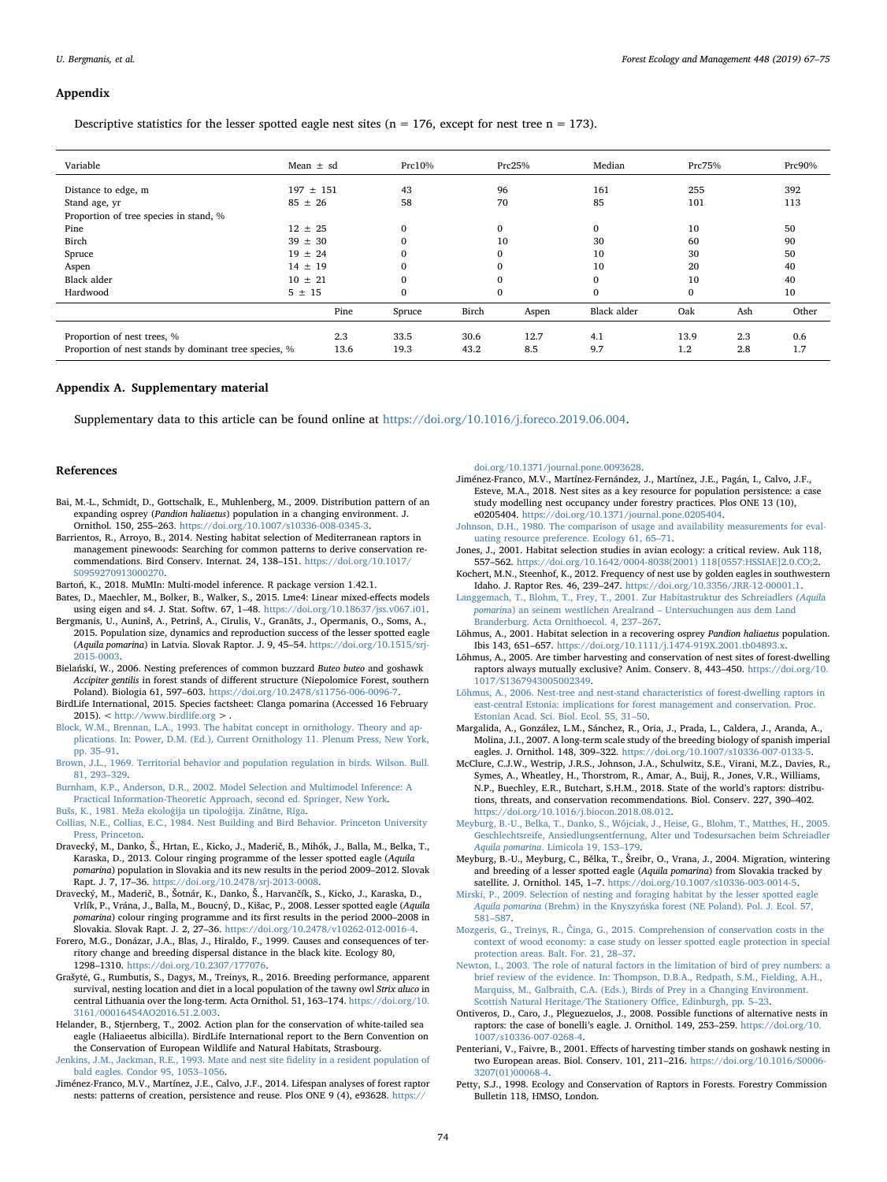## Appendix

Descriptive statistics for the lesser spotted eagle nest sites (n = 176, except for nest tree n = 173).

| Variable | Mean ± sd | Prc10% | Prc25% | Median | Prc75% | Prc90% |
|---|---|---|---|---|---|---|
| Distance to edge, m | 197 ± 151 | 43 | 96 | 161 | 255 | 392 |
| Stand age, yr | 85 ± 26 | 58 | 70 | 85 | 101 | 113 |
| Proportion of tree species in stand, % | | | | | | |
| Pine | 12 ± 25 | 0 | 0 | 0 | 10 | 50 |
| Birch | 39 ± 30 | 0 | 10 | 30 | 60 | 90 |
| Spruce | 19 ± 24 | 0 | 0 | 10 | 30 | 50 |
| Aspen | 14 ± 19 | 0 | 0 | 10 | 20 | 40 |
| Black alder | 10 ± 21 | 0 | 0 | 0 | 10 | 40 |
| Hardwood | 5 ± 15 | 0 | 0 | 0 | 0 | 10 |

| | Pine | Spruce | Birch | Aspen | Black alder | Oak | Ash | Other |
|---|---|---|---|---|---|---|---|---|
| Proportion of nest trees, % | 2.3 | 33.5 | 30.6 | 12.7 | 4.1 | 13.9 | 2.3 | 0.6 |
| Proportion of nest stands by dominant tree species, % | 13.6 | 19.3 | 43.2 | 8.5 | 9.7 | 1.2 | 2.8 | 1.7 |

## Appendix A. Supplementary material

Supplementary data to this article can be found online at https://doi.org/10.1016/j.foreco.2019.06.004.

## References

Bai, M.-L., Schmidt, D., Gottschalk, E., Muhlenberg, M., 2009. Distribution pattern of an expanding osprey (*Pandion haliaetus*) population in a changing environment. J. Ornithol. 150, 255–263. https://doi.org/10.1007/s10336-008-0345-3.

Barrientos, R., Arroyo, B., 2014. Nesting habitat selection of Mediterranean raptors in management pinewoods: Searching for common patterns to derive conservation recommendations. Bird Conserv. Internat. 24, 138–151. https://doi.org/10.1017/S0959270913000270.

Bartoń, K., 2018. MuMIn: Multi-model inference. R package version 1.42.1.

Bates, D., Maechler, M., Bolker, B., Walker, S., 2015. Lme4: Linear mixed-effects models using eigen and s4. J. Stat. Softw. 67, 1–48. https://doi.org/10.18637/jss.v067.i01.

Bergmanis, U., Auninš, A., Petrinš, A., Cīrulis, V., Granāts, J., Opermanis, O., Soms, A., 2015. Population size, dynamics and reproduction success of the lesser spotted eagle (*Aquila pomarina*) in Latvia. Slovak Raptor. J. 9, 45–54. https://doi.org/10.1515/srj-2015-0003.

Bielański, W., 2006. Nesting preferences of common buzzard *Buteo buteo* and goshawk *Accipiter gentilis* in forest stands of different structure (Niepolomice Forest, southern Poland). Biologia 61, 597–603. https://doi.org/10.2478/s11756-006-0096-7.

BirdLife International, 2015. Species factsheet: Clanga pomarina (Accessed 16 February 2015). < http://www.birdlife.org > .

Block, W.M., Brennan, L.A., 1993. The habitat concept in ornithology. Theory and applications. In: Power, D.M. (Ed.), Current Ornithology 11. Plenum Press, New York, pp. 35–91.

Brown, J.L., 1969. Territorial behavior and population regulation in birds. Wilson. Bull. 81, 293–329.

Burnham, K.P., Anderson, D.R., 2002. Model Selection and Multimodel Inference: A Practical Information-Theoretic Approach, second ed. Springer, New York.

Bušs, K., 1981. Meža ekoloģija un tipoloģija. Zinātne, Rīga.

Collias, N.E., Collias, E.C., 1984. Nest Building and Bird Behavior. Princeton University Press, Princeton.

Dravecký, M., Danko, Š., Hrtan, E., Kicko, J., Maderič, B., Mihók, J., Balla, M., Belka, T., Karaska, D., 2013. Colour ringing programme of the lesser spotted eagle (*Aquila pomarina*) population in Slovakia and its new results in the period 2009–2012. Slovak Rapt. J. 7, 17–36. https://doi.org/10.2478/srj-2013-0008.

Dravecký, M., Maderič, B., Šotnár, K., Danko, Š., Harvančík, S., Kicko, J., Karaska, D., Vrlík, P., Vrána, J., Balla, M., Boucný, D., Kišac, P., 2008. Lesser spotted eagle (*Aquila pomarina*) colour ringing programme and its first results in the period 2000–2008 in Slovakia. Slovak Rapt. J. 2, 27–36. https://doi.org/10.2478/v10262-012-0016-4.

Forero, M.G., Donázar, J.A., Blas, J., Hiraldo, F., 1999. Causes and consequences of territory change and breeding dispersal distance in the black kite. Ecology 80, 1298–1310. https://doi.org/10.2307/177076.

Grašytė, G., Rumbutis, S., Dagys, M., Treinys, R., 2016. Breeding performance, apparent survival, nesting location and diet in a local population of the tawny owl *Strix aluco* in central Lithuania over the long-term. Acta Ornithol. 51, 163–174. https://doi.org/10.3161/00016454AO2016.51.2.003.

Helander, B., Stjernberg, T., 2002. Action plan for the conservation of white-tailed sea eagle (Haliaeetus albicilla). BirdLife International report to the Bern Convention on the Conservation of European Wildlife and Natural Habitats, Strasbourg.

Jenkins, J.M., Jackman, R.E., 1993. Mate and nest site fidelity in a resident population of bald eagles. Condor 95, 1053–1056.

Jiménez-Franco, M.V., Martínez, J.E., Calvo, J.F., 2014. Lifespan analyses of forest raptor nests: patterns of creation, persistence and reuse. Plos ONE 9 (4), e93628. https://doi.org/10.1371/journal.pone.0093628.

Jiménez-Franco, M.V., Martínez-Fernández, J., Martínez, J.E., Pagán, I., Calvo, J.F., Esteve, M.A., 2018. Nest sites as a key resource for population persistence: a case study modelling nest occupancy under forestry practices. Plos ONE 13 (10), e0205404. https://doi.org/10.1371/journal.pone.0205404.

Johnson, D.H., 1980. The comparison of usage and availability measurements for evaluating resource preference. Ecology 61, 65–71.

Jones, J., 2001. Habitat selection studies in avian ecology: a critical review. Auk 118, 557–562. https://doi.org/10.1642/0004-8038(2001) 118[0557:HSSIAE]2.0.CO;2.

Kochert, M.N., Steenhof, K., 2012. Frequency of nest use by golden eagles in southwestern Idaho. J. Raptor Res. 46, 239–247. https://doi.org/10.3356/JRR-12-00001.1.

Langgemach, T., Blohm, T., Frey, T., 2001. Zur Habitatstruktur des Schreiadlers (*Aquila pomarina*) an seinem westlichen Arealrand – Untersuchungen aus dem Land Branderburg. Acta Ornithoecol. 4, 237–267.

Lõhmus, A., 2001. Habitat selection in a recovering osprey *Pandion haliaetus* population. Ibis 143, 651–657. https://doi.org/10.1111/j.1474-919X.2001.tb04893.x.

Lõhmus, A., 2005. Are timber harvesting and conservation of nest sites of forest-dwelling raptors always mutually exclusive? Anim. Conserv. 8, 443–450. https://doi.org/10.1017/S1367943005002349.

Lõhmus, A., 2006. Nest-tree and nest-stand characteristics of forest-dwelling raptors in east-central Estonia: implications for forest management and conservation. Proc. Estonian Acad. Sci. Biol. Ecol. 55, 31–50.

Margalida, A., González, L.M., Sánchez, R., Oria, J., Prada, L., Caldera, J., Aranda, A., Molina, J.I., 2007. A long-term scale study of the breeding biology of spanish imperial eagles. J. Ornithol. 148, 309–322. https://doi.org/10.1007/s10336-007-0133-5.

McClure, C.J.W., Westrip, J.R.S., Johnson, J.A., Schulwitz, S.E., Virani, M.Z., Davies, R., Symes, A., Wheatley, H., Thorstrom, R., Amar, A., Buij, R., Jones, V.R., Williams, N.P., Buechley, E.R., Butchart, S.H.M., 2018. State of the world's raptors: distributions, threats, and conservation recommendations. Biol. Conserv. 227, 390–402. https://doi.org/10.1016/j.biocon.2018.08.012.

Meyburg, B.-U., Belka, T., Danko, S., Wójciak, J., Heise, G., Blohm, T., Matthes, H., 2005. Geschlechtsreife, Ansiedlungsentfernung, Alter und Todesursachen beim Schreiadler *Aquila pomarina*. Limicola 19, 153–179.

Meyburg, B.-U., Meyburg, C., Bělka, T., Šreibr, O., Vrana, J., 2004. Migration, wintering and breeding of a lesser spotted eagle (*Aquila pomarina*) from Slovakia tracked by satellite. J. Ornithol. 145, 1–7. https://doi.org/10.1007/s10336-003-0014-5.

Mirski, P., 2009. Selection of nesting and foraging habitat by the lesser spotted eagle *Aquila pomarina* (Brehm) in the Knyszyńska forest (NE Poland). Pol. J. Ecol. 57, 581–587.

Mozgeris, G., Treinys, R., Činga, G., 2015. Comprehension of conservation costs in the context of wood economy: a case study on lesser spotted eagle protection in special protection areas. Balt. For. 21, 28–37.

Newton, I., 2003. The role of natural factors in the limitation of bird of prey numbers: a brief review of the evidence. In: Thompson, D.B.A., Redpath, S.M., Fielding, A.H., Marquiss, M., Galbraith, C.A. (Eds.), Birds of Prey in a Changing Environment. Scottish Natural Heritage/The Stationery Office, Edinburgh, pp. 5–23.

Ontiveros, D., Caro, J., Pleguezuelos, J., 2008. Possible functions of alternative nests in raptors: the case of bonelli's eagle. J. Ornithol. 149, 253–259. https://doi.org/10.1007/s10336-007-0268-4.

Penteriani, V., Faivre, B., 2001. Effects of harvesting timber stands on goshawk nesting in two European areas. Biol. Conserv. 101, 211–216. https://doi.org/10.1016/S0006-3207(01)00068-4.

Petty, S.J., 1998. Ecology and Conservation of Raptors in Forests. Forestry Commission Bulletin 118, HMSO, London.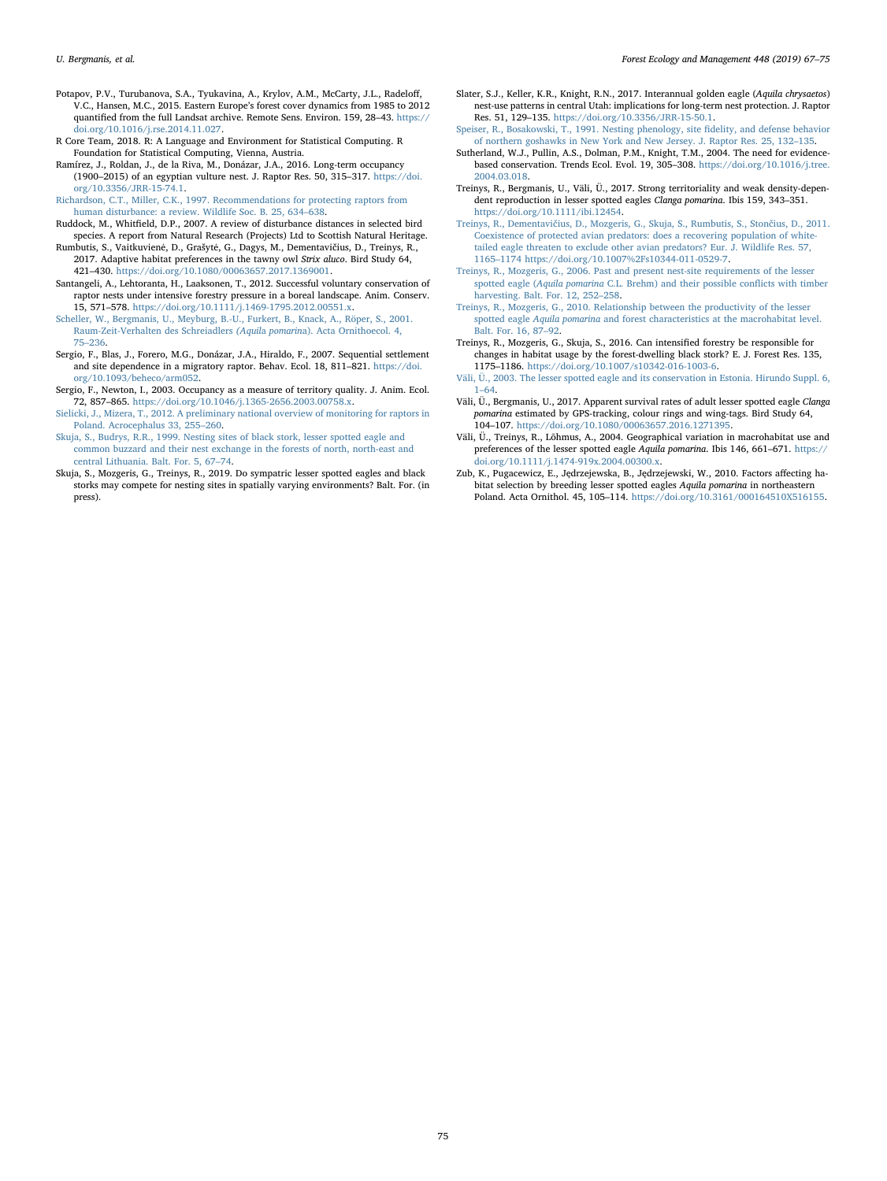Potapov, P.V., Turubanova, S.A., Tyukavina, A., Krylov, A.M., McCarty, J.L., Radeloff, V.C., Hansen, M.C., 2015. Eastern Europe's forest cover dynamics from 1985 to 2012 quantified from the full Landsat archive. Remote Sens. Environ. 159, 28–43. https://doi.org/10.1016/j.rse.2014.11.027.

R Core Team, 2018. R: A Language and Environment for Statistical Computing. R Foundation for Statistical Computing, Vienna, Austria.

Ramírez, J., Roldan, J., de la Riva, M., Donázar, J.A., 2016. Long-term occupancy (1900–2015) of an egyptian vulture nest. J. Raptor Res. 50, 315–317. https://doi.org/10.3356/JRR-15-74.1.

Richardson, C.T., Miller, C.K., 1997. Recommendations for protecting raptors from human disturbance: a review. Wildlife Soc. B. 25, 634–638.

Ruddock, M., Whitfield, D.P., 2007. A review of disturbance distances in selected bird species. A report from Natural Research (Projects) Ltd to Scottish Natural Heritage.

Rumbutis, S., Vaitkuvienė, D., Grašytė, G., Dagys, M., Dementavičius, D., Treinys, R., 2017. Adaptive habitat preferences in the tawny owl *Strix aluco*. Bird Study 64, 421–430. https://doi.org/10.1080/00063657.2017.1369001.

Santangeli, A., Lehtoranta, H., Laaksonen, T., 2012. Successful voluntary conservation of raptor nests under intensive forestry pressure in a boreal landscape. Anim. Conserv. 15, 571–578. https://doi.org/10.1111/j.1469-1795.2012.00551.x.

Scheller, W., Bergmanis, U., Meyburg, B.-U., Furkert, B., Knack, A., Röper, S., 2001. Raum-Zeit-Verhalten des Schreiadlers (*Aquila pomarina*). Acta Ornithoecol. 4, 75–236.

Sergio, F., Blas, J., Forero, M.G., Donázar, J.A., Hiraldo, F., 2007. Sequential settlement and site dependence in a migratory raptor. Behav. Ecol. 18, 811–821. https://doi.org/10.1093/beheco/arm052.

Sergio, F., Newton, I., 2003. Occupancy as a measure of territory quality. J. Anim. Ecol. 72, 857–865. https://doi.org/10.1046/j.1365-2656.2003.00758.x.

Sielicki, J., Mizera, T., 2012. A preliminary national overview of monitoring for raptors in Poland. Acrocephalus 33, 255–260.

Skuja, S., Budrys, R.R., 1999. Nesting sites of black stork, lesser spotted eagle and common buzzard and their nest exchange in the forests of north, north-east and central Lithuania. Balt. For. 5, 67–74.

Skuja, S., Mozgeris, G., Treinys, R., 2019. Do sympatric lesser spotted eagles and black storks may compete for nesting sites in spatially varying environments? Balt. For. (in press).

Slater, S.J., Keller, K.R., Knight, R.N., 2017. Interannual golden eagle (*Aquila chrysaetos*) nest-use patterns in central Utah: implications for long-term nest protection. J. Raptor Res. 51, 129–135. https://doi.org/10.3356/JRR-15-50.1.

Speiser, R., Bosakowski, T., 1991. Nesting phenology, site fidelity, and defense behavior of northern goshawks in New York and New Jersey. J. Raptor Res. 25, 132–135.

Sutherland, W.J., Pullin, A.S., Dolman, P.M., Knight, T.M., 2004. The need for evidence-based conservation. Trends Ecol. Evol. 19, 305–308. https://doi.org/10.1016/j.tree.2004.03.018.

Treinys, R., Bergmanis, U., Väli, Ü., 2017. Strong territoriality and weak density-dependent reproduction in lesser spotted eagles *Clanga pomarina*. Ibis 159, 343–351. https://doi.org/10.1111/ibi.12454.

Treinys, R., Dementavičius, D., Mozgeris, G., Skuja, S., Rumbutis, S., Stončius, D., 2011. Coexistence of protected avian predators: does a recovering population of white-tailed eagle threaten to exclude other avian predators? Eur. J. Wildlife Res. 57, 1165–1174 https://doi.org/10.1007%2Fs10344-011-0529-7.

Treinys, R., Mozgeris, G., 2006. Past and present nest-site requirements of the lesser spotted eagle (*Aquila pomarina* C.L. Brehm) and their possible conflicts with timber harvesting. Balt. For. 12, 252–258.

Treinys, R., Mozgeris, G., 2010. Relationship between the productivity of the lesser spotted eagle *Aquila pomarina* and forest characteristics at the macrohabitat level. Balt. For. 16, 87–92.

Treinys, R., Mozgeris, G., Skuja, S., 2016. Can intensified forestry be responsible for changes in habitat usage by the forest-dwelling black stork? E. J. Forest Res. 135, 1175–1186. https://doi.org/10.1007/s10342-016-1003-6.

Väli, Ü., 2003. The lesser spotted eagle and its conservation in Estonia. Hirundo Suppl. 6, 1–64.

Väli, Ü., Bergmanis, U., 2017. Apparent survival rates of adult lesser spotted eagle *Clanga pomarina* estimated by GPS-tracking, colour rings and wing-tags. Bird Study 64, 104–107. https://doi.org/10.1080/00063657.2016.1271395.

Väli, Ü., Treinys, R., Lõhmus, A., 2004. Geographical variation in macrohabitat use and preferences of the lesser spotted eagle *Aquila pomarina*. Ibis 146, 661–671. https://doi.org/10.1111/j.1474-919x.2004.00300.x.

Zub, K., Pugacewicz, E., Jędrzejewska, B., Jędrzejewski, W., 2010. Factors affecting habitat selection by breeding lesser spotted eagles *Aquila pomarina* in northeastern Poland. Acta Ornithol. 45, 105–114. https://doi.org/10.3161/000164510X516155.